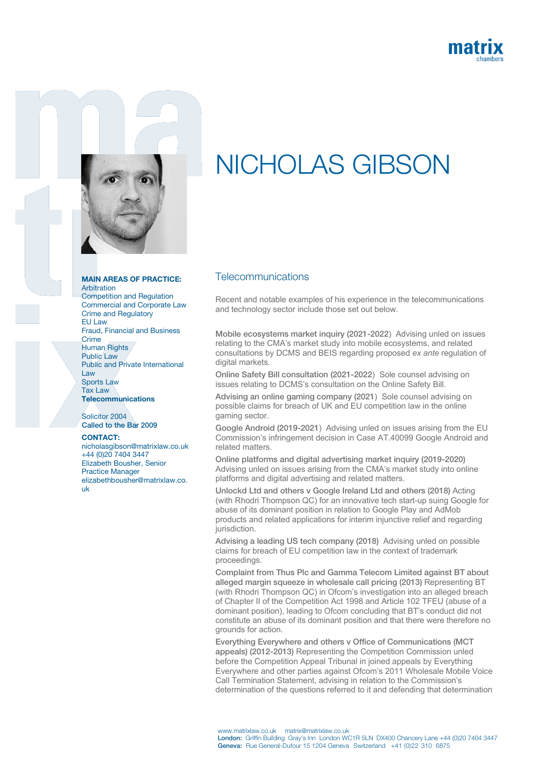# NICHOLAS GIBSON

**MAIN AREAS OF PRACTICE:**
Arbitration
Competition and Regulation
Commercial and Corporate Law
Crime and Regulatory
EU Law
Fraud, Financial and Business Crime
Human Rights
Public Law
Public and Private International Law
Sports Law
Tax Law
**Telecommunications**

Solicitor 2004
Called to the Bar 2009

**CONTACT:**
nicholasgibson@matrixlaw.co.uk
+44 (0)20 7404 3447
Elizabeth Bousher, Senior Practice Manager
elizabethbousher@matrixlaw.co.uk

## Telecommunications

Recent and notable examples of his experience in the telecommunications and technology sector include those set out below.

**Mobile ecosystems market inquiry (2021-2022**) Advising unled on issues relating to the CMA's market study into mobile ecosystems, and related consultations by DCMS and BEIS regarding proposed *ex ante* regulation of digital markets.

**Online Safety Bill consultation (2021-2022**) Sole counsel advising on issues relating to DCMS's consultation on the Online Safety Bill.

**Advising an online gaming company (2021**) Sole counsel advising on possible claims for breach of UK and EU competition law in the online gaming sector.

**Google Android (2019-2021**) Advising unled on issues arising from the EU Commission's infringement decision in Case AT.40099 Google Android and related matters.

**Online platforms and digital advertising market inquiry (2019-2020)** Advising unled on issues arising from the CMA's market study into online platforms and digital advertising and related matters.

**Unlockd Ltd and others v Google Ireland Ltd and others (2018)** Acting (with Rhodri Thompson QC) for an innovative tech start-up suing Google for abuse of its dominant position in relation to Google Play and AdMob products and related applications for interim injunctive relief and regarding jurisdiction.

**Advising a leading US tech company (2018)** Advising unled on possible claims for breach of EU competition law in the context of trademark proceedings.

**Complaint from Thus Plc and Gamma Telecom Limited against BT about alleged margin squeeze in wholesale call pricing (2013)** Representing BT (with Rhodri Thompson QC) in Ofcom's investigation into an alleged breach of Chapter II of the Competition Act 1998 and Article 102 TFEU (abuse of a dominant position), leading to Ofcom concluding that BT's conduct did not constitute an abuse of its dominant position and that there were therefore no grounds for action.

**Everything Everywhere and others v Office of Communications (MCT appeals) (2012-2013)** Representing the Competition Commission unled before the Competition Appeal Tribunal in joined appeals by Everything Everywhere and other parties against Ofcom's 2011 Wholesale Mobile Voice Call Termination Statement, advising in relation to the Commission's determination of the questions referred to it and defending that determination

www.matrixlaw.co.uk matrix@matrixlaw.co.uk
**London:** Griffin Building Gray's Inn London WC1R 5LN DX400 Chancery Lane +44 (0)20 7404 3447
**Geneva:** Rue General-Dufour 15 1204 Geneva Switzerland +41 (0)22 310 6875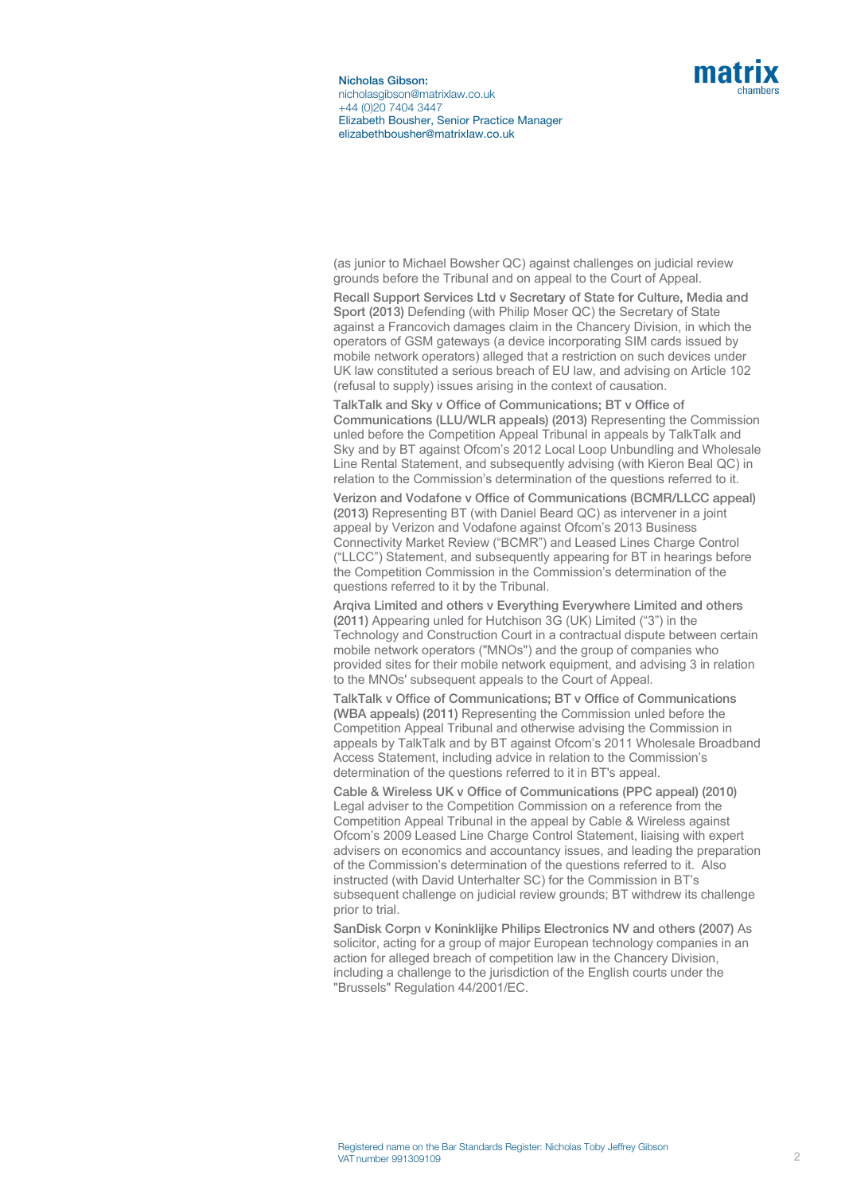**Nicholas Gibson:**
nicholasgibson@matrixlaw.co.uk
+44 (0)20 7404 3447
Elizabeth Bousher, Senior Practice Manager
elizabethbousher@matrixlaw.co.uk

(as junior to Michael Bowsher QC) against challenges on judicial review grounds before the Tribunal and on appeal to the Court of Appeal.

**Recall Support Services Ltd v Secretary of State for Culture, Media and Sport (2013)** Defending (with Philip Moser QC) the Secretary of State against a Francovich damages claim in the Chancery Division, in which the operators of GSM gateways (a device incorporating SIM cards issued by mobile network operators) alleged that a restriction on such devices under UK law constituted a serious breach of EU law, and advising on Article 102 (refusal to supply) issues arising in the context of causation.

**TalkTalk and Sky v Office of Communications; BT v Office of Communications (LLU/WLR appeals) (2013)** Representing the Commission unled before the Competition Appeal Tribunal in appeals by TalkTalk and Sky and by BT against Ofcom's 2012 Local Loop Unbundling and Wholesale Line Rental Statement, and subsequently advising (with Kieron Beal QC) in relation to the Commission's determination of the questions referred to it.

**Verizon and Vodafone v Office of Communications (BCMR/LLCC appeal) (2013)** Representing BT (with Daniel Beard QC) as intervener in a joint appeal by Verizon and Vodafone against Ofcom's 2013 Business Connectivity Market Review ("BCMR") and Leased Lines Charge Control ("LLCC") Statement, and subsequently appearing for BT in hearings before the Competition Commission in the Commission's determination of the questions referred to it by the Tribunal.

**Arqiva Limited and others v Everything Everywhere Limited and others (2011)** Appearing unled for Hutchison 3G (UK) Limited ("3") in the Technology and Construction Court in a contractual dispute between certain mobile network operators ("MNOs") and the group of companies who provided sites for their mobile network equipment, and advising 3 in relation to the MNOs' subsequent appeals to the Court of Appeal.

**TalkTalk v Office of Communications; BT v Office of Communications (WBA appeals) (2011)** Representing the Commission unled before the Competition Appeal Tribunal and otherwise advising the Commission in appeals by TalkTalk and by BT against Ofcom's 2011 Wholesale Broadband Access Statement, including advice in relation to the Commission's determination of the questions referred to it in BT's appeal.

**Cable & Wireless UK v Office of Communications (PPC appeal) (2010)** Legal adviser to the Competition Commission on a reference from the Competition Appeal Tribunal in the appeal by Cable & Wireless against Ofcom's 2009 Leased Line Charge Control Statement, liaising with expert advisers on economics and accountancy issues, and leading the preparation of the Commission's determination of the questions referred to it. Also instructed (with David Unterhalter SC) for the Commission in BT's subsequent challenge on judicial review grounds; BT withdrew its challenge prior to trial.

**SanDisk Corpn v Koninklijke Philips Electronics NV and others (2007)** As solicitor, acting for a group of major European technology companies in an action for alleged breach of competition law in the Chancery Division, including a challenge to the jurisdiction of the English courts under the "Brussels" Regulation 44/2001/EC.

Registered name on the Bar Standards Register: Nicholas Toby Jeffrey Gibson
VAT number 991309109